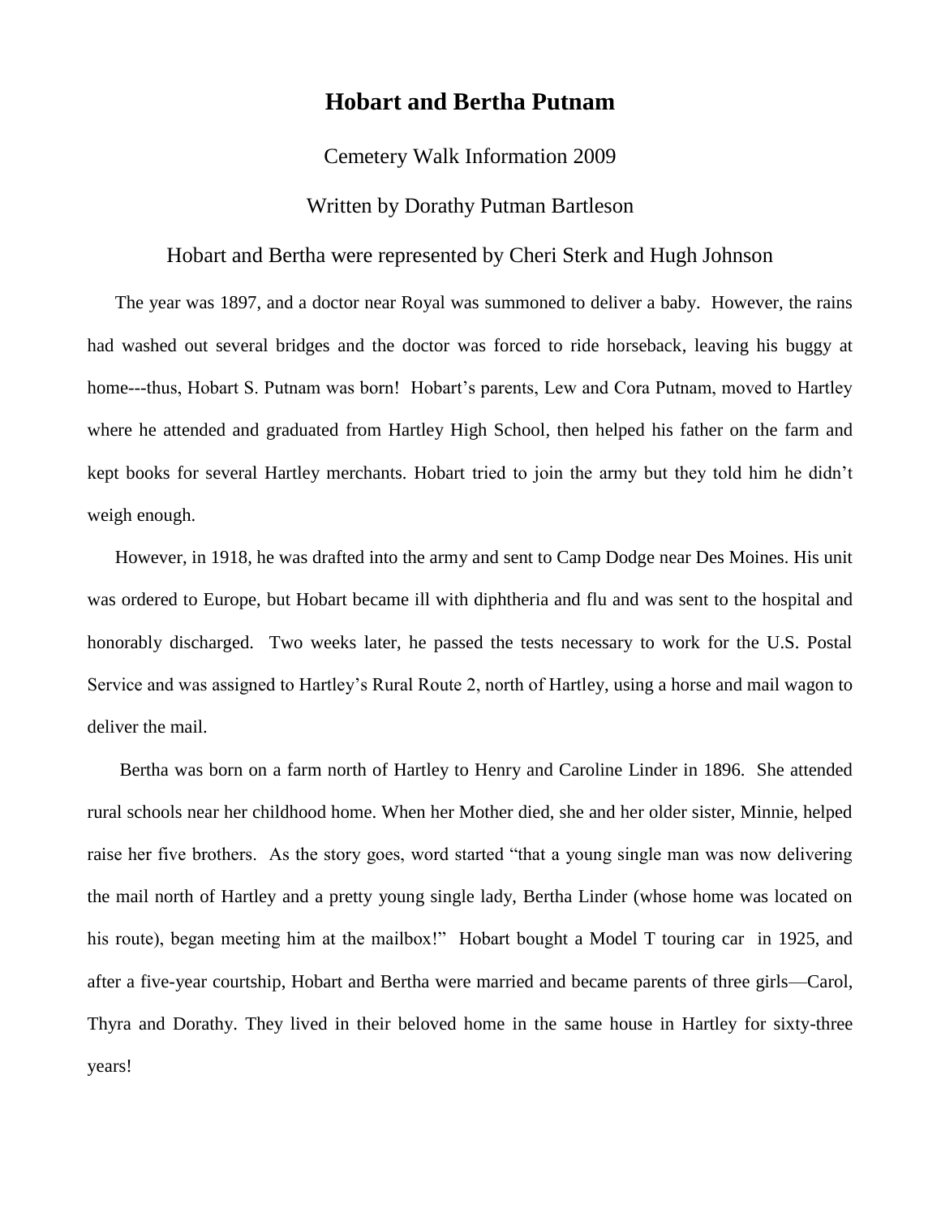# Hobart and Bertha Putnam

Cemetery Walk Information 2009

Written by Dorathy Putman Bartleson

Hobart and Bertha were represented by Cheri Sterk and Hugh Johnson

The year was 1897, and a doctor near Royal was summoned to deliver a baby. However, the rains had washed out several bridges and the doctor was forced to ride horseback, leaving his buggy at home---thus, Hobart S. Putnam was born! Hobart's parents, Lew and Cora Putnam, moved to Hartley where he attended and graduated from Hartley High School, then helped his father on the farm and kept books for several Hartley merchants. Hobart tried to join the army but they told him he didn't weigh enough.

However, in 1918, he was drafted into the army and sent to Camp Dodge near Des Moines. His unit was ordered to Europe, but Hobart became ill with diphtheria and flu and was sent to the hospital and honorably discharged. Two weeks later, he passed the tests necessary to work for the U.S. Postal Service and was assigned to Hartley's Rural Route 2, north of Hartley, using a horse and mail wagon to deliver the mail.

Bertha was born on a farm north of Hartley to Henry and Caroline Linder in 1896. She attended rural schools near her childhood home. When her Mother died, she and her older sister, Minnie, helped raise her five brothers. As the story goes, word started "that a young single man was now delivering the mail north of Hartley and a pretty young single lady, Bertha Linder (whose home was located on his route), began meeting him at the mailbox!" Hobart bought a Model T touring car in 1925, and after a five-year courtship, Hobart and Bertha were married and became parents of three girls—Carol, Thyra and Dorathy. They lived in their beloved home in the same house in Hartley for sixty-three years!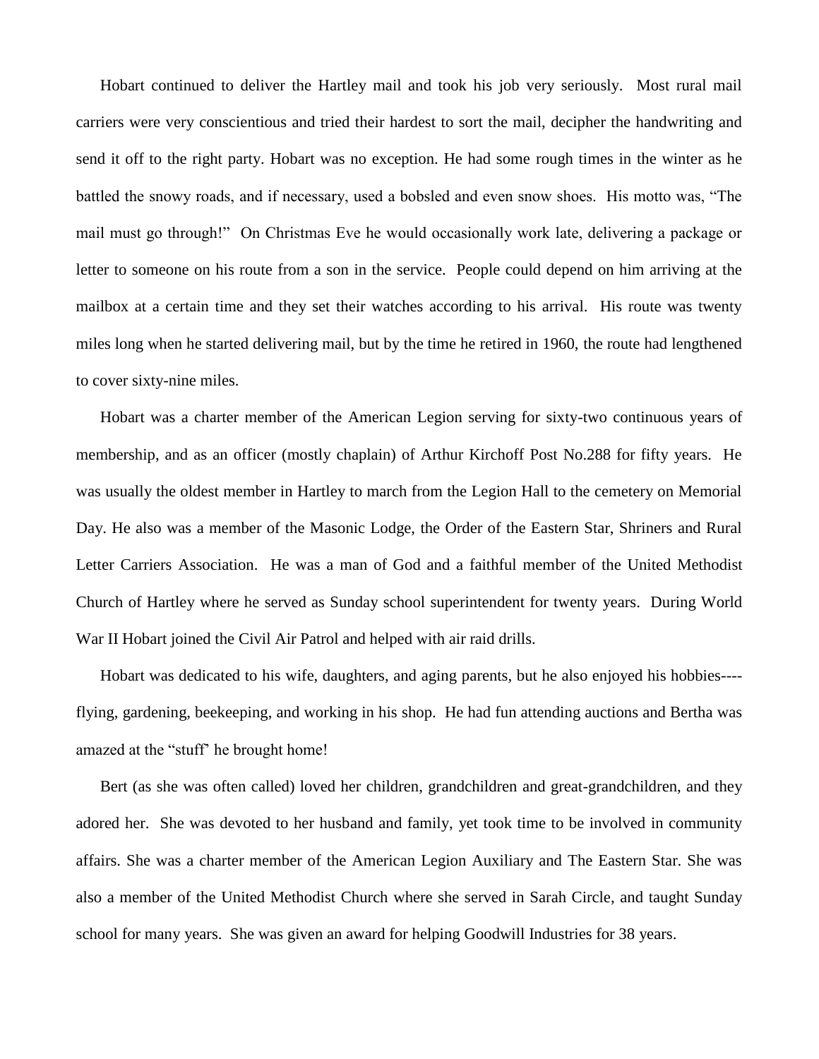Hobart continued to deliver the Hartley mail and took his job very seriously. Most rural mail carriers were very conscientious and tried their hardest to sort the mail, decipher the handwriting and send it off to the right party. Hobart was no exception. He had some rough times in the winter as he battled the snowy roads, and if necessary, used a bobsled and even snow shoes. His motto was, "The mail must go through!" On Christmas Eve he would occasionally work late, delivering a package or letter to someone on his route from a son in the service. People could depend on him arriving at the mailbox at a certain time and they set their watches according to his arrival. His route was twenty miles long when he started delivering mail, but by the time he retired in 1960, the route had lengthened to cover sixty-nine miles.

Hobart was a charter member of the American Legion serving for sixty-two continuous years of membership, and as an officer (mostly chaplain) of Arthur Kirchoff Post No.288 for fifty years. He was usually the oldest member in Hartley to march from the Legion Hall to the cemetery on Memorial Day. He also was a member of the Masonic Lodge, the Order of the Eastern Star, Shriners and Rural Letter Carriers Association. He was a man of God and a faithful member of the United Methodist Church of Hartley where he served as Sunday school superintendent for twenty years. During World War II Hobart joined the Civil Air Patrol and helped with air raid drills.

Hobart was dedicated to his wife, daughters, and aging parents, but he also enjoyed his hobbies----flying, gardening, beekeeping, and working in his shop. He had fun attending auctions and Bertha was amazed at the "stuff' he brought home!

Bert (as she was often called) loved her children, grandchildren and great-grandchildren, and they adored her. She was devoted to her husband and family, yet took time to be involved in community affairs. She was a charter member of the American Legion Auxiliary and The Eastern Star. She was also a member of the United Methodist Church where she served in Sarah Circle, and taught Sunday school for many years. She was given an award for helping Goodwill Industries for 38 years.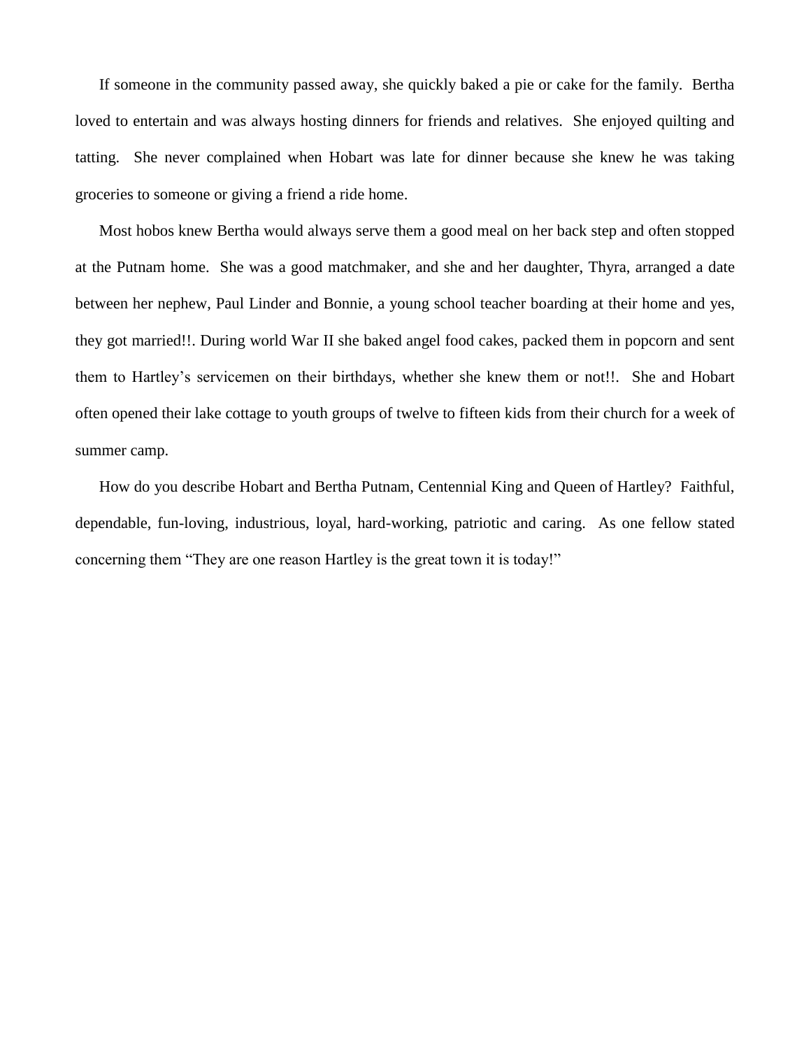If someone in the community passed away, she quickly baked a pie or cake for the family. Bertha loved to entertain and was always hosting dinners for friends and relatives. She enjoyed quilting and tatting. She never complained when Hobart was late for dinner because she knew he was taking groceries to someone or giving a friend a ride home.

Most hobos knew Bertha would always serve them a good meal on her back step and often stopped at the Putnam home. She was a good matchmaker, and she and her daughter, Thyra, arranged a date between her nephew, Paul Linder and Bonnie, a young school teacher boarding at their home and yes, they got married!!. During world War II she baked angel food cakes, packed them in popcorn and sent them to Hartley's servicemen on their birthdays, whether she knew them or not!!. She and Hobart often opened their lake cottage to youth groups of twelve to fifteen kids from their church for a week of summer camp.

How do you describe Hobart and Bertha Putnam, Centennial King and Queen of Hartley? Faithful, dependable, fun-loving, industrious, loyal, hard-working, patriotic and caring. As one fellow stated concerning them "They are one reason Hartley is the great town it is today!"